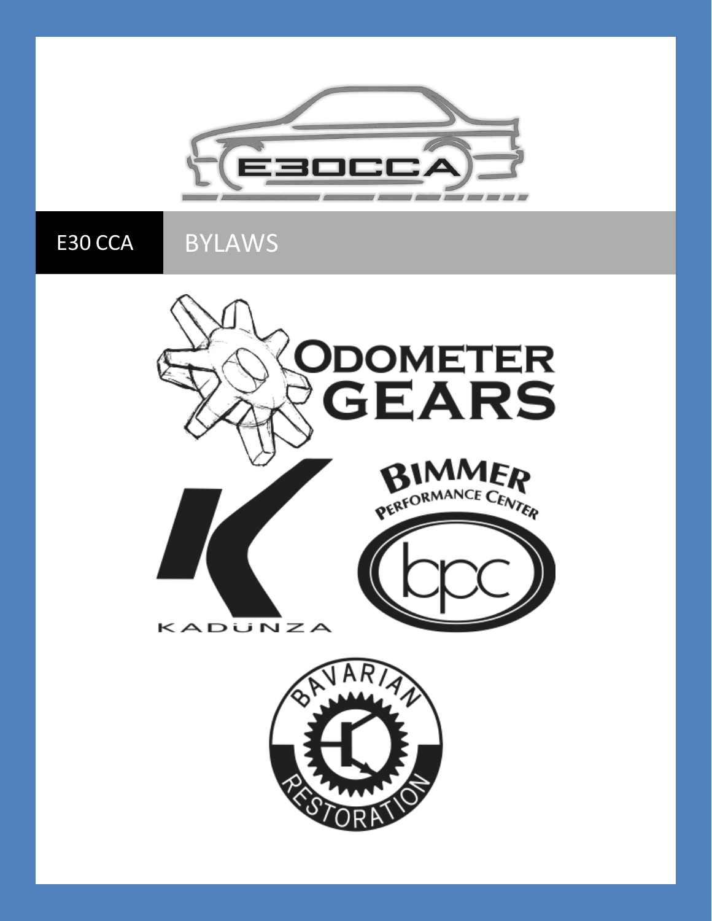E30 CCA

# BYLAWS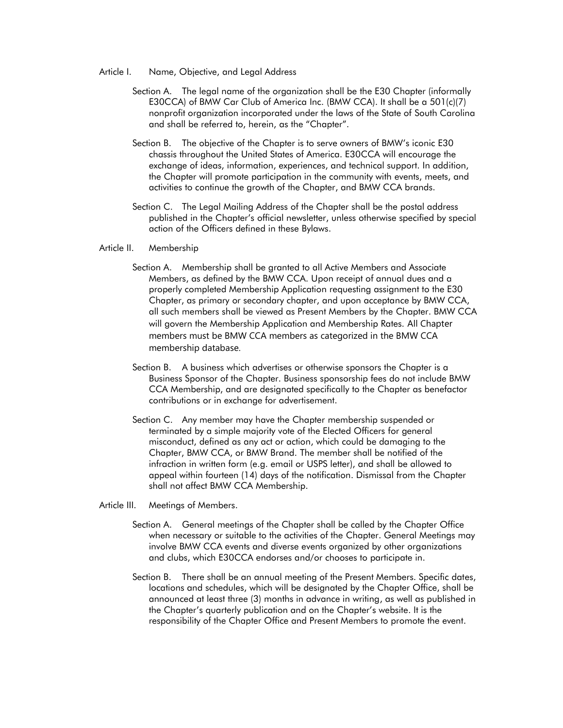## Article I. Name, Objective, and Legal Address

Section A. The legal name of the organization shall be the E30 Chapter (informally E30CCA) of BMW Car Club of America Inc. (BMW CCA). It shall be a 501(c)(7) nonprofit organization incorporated under the laws of the State of South Carolina and shall be referred to, herein, as the "Chapter".

Section B. The objective of the Chapter is to serve owners of BMW's iconic E30 chassis throughout the United States of America. E30CCA will encourage the exchange of ideas, information, experiences, and technical support. In addition, the Chapter will promote participation in the community with events, meets, and activities to continue the growth of the Chapter, and BMW CCA brands.

Section C. The Legal Mailing Address of the Chapter shall be the postal address published in the Chapter's official newsletter, unless otherwise specified by special action of the Officers defined in these Bylaws.

## Article II. Membership

Section A. Membership shall be granted to all Active Members and Associate Members, as defined by the BMW CCA. Upon receipt of annual dues and a properly completed Membership Application requesting assignment to the E30 Chapter, as primary or secondary chapter, and upon acceptance by BMW CCA, all such members shall be viewed as Present Members by the Chapter. BMW CCA will govern the Membership Application and Membership Rates. All Chapter members must be BMW CCA members as categorized in the BMW CCA membership database.

Section B. A business which advertises or otherwise sponsors the Chapter is a Business Sponsor of the Chapter. Business sponsorship fees do not include BMW CCA Membership, and are designated specifically to the Chapter as benefactor contributions or in exchange for advertisement.

Section C. Any member may have the Chapter membership suspended or terminated by a simple majority vote of the Elected Officers for general misconduct, defined as any act or action, which could be damaging to the Chapter, BMW CCA, or BMW Brand. The member shall be notified of the infraction in written form (e.g. email or USPS letter), and shall be allowed to appeal within fourteen (14) days of the notification. Dismissal from the Chapter shall not affect BMW CCA Membership.

## Article III. Meetings of Members.

Section A. General meetings of the Chapter shall be called by the Chapter Office when necessary or suitable to the activities of the Chapter. General Meetings may involve BMW CCA events and diverse events organized by other organizations and clubs, which E30CCA endorses and/or chooses to participate in.

Section B. There shall be an annual meeting of the Present Members. Specific dates, locations and schedules, which will be designated by the Chapter Office, shall be announced at least three (3) months in advance in writing, as well as published in the Chapter's quarterly publication and on the Chapter's website. It is the responsibility of the Chapter Office and Present Members to promote the event.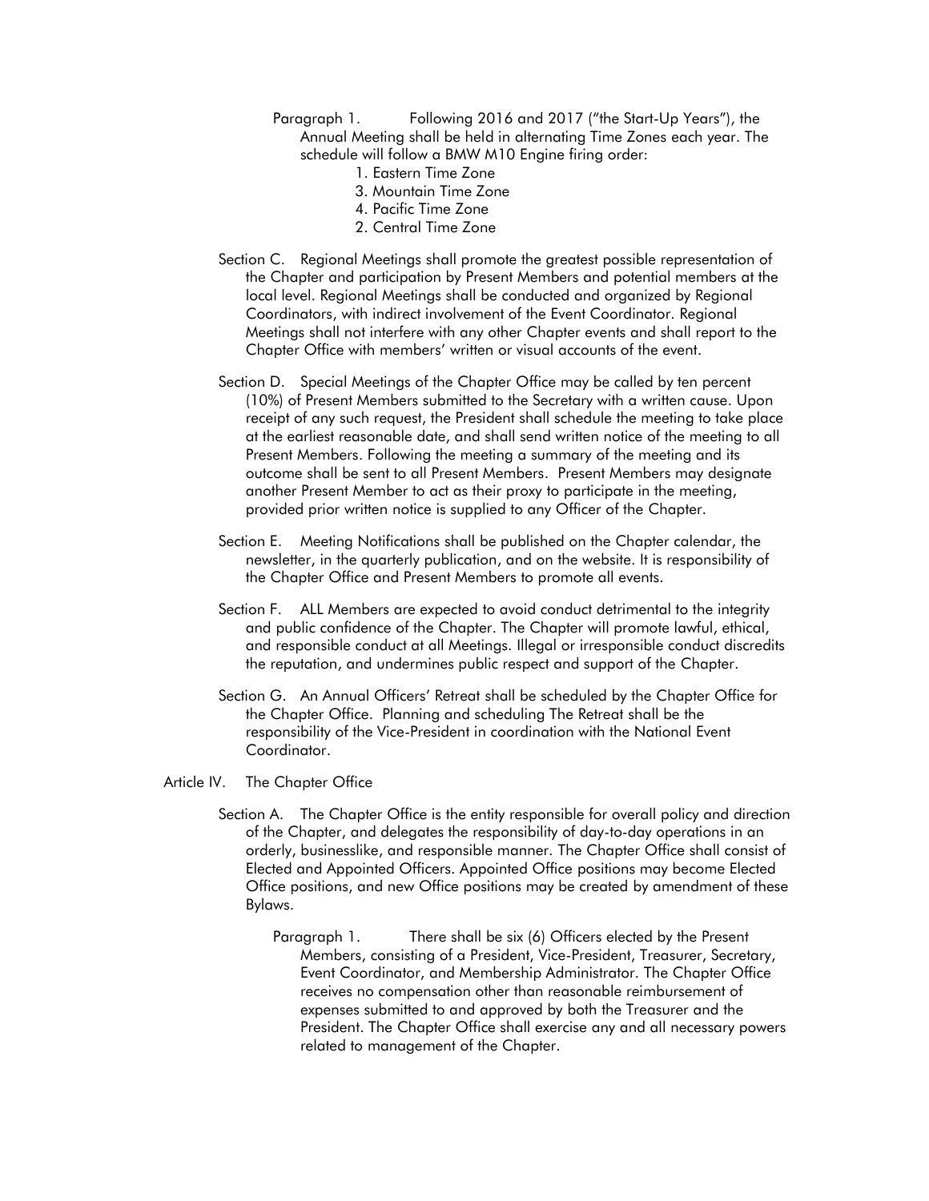Paragraph 1. Following 2016 and 2017 ("the Start-Up Years"), the Annual Meeting shall be held in alternating Time Zones each year. The schedule will follow a BMW M10 Engine firing order:

1. Eastern Time Zone
3. Mountain Time Zone
4. Pacific Time Zone
2. Central Time Zone

Section C. Regional Meetings shall promote the greatest possible representation of the Chapter and participation by Present Members and potential members at the local level. Regional Meetings shall be conducted and organized by Regional Coordinators, with indirect involvement of the Event Coordinator. Regional Meetings shall not interfere with any other Chapter events and shall report to the Chapter Office with members' written or visual accounts of the event.

Section D. Special Meetings of the Chapter Office may be called by ten percent (10%) of Present Members submitted to the Secretary with a written cause. Upon receipt of any such request, the President shall schedule the meeting to take place at the earliest reasonable date, and shall send written notice of the meeting to all Present Members. Following the meeting a summary of the meeting and its outcome shall be sent to all Present Members. Present Members may designate another Present Member to act as their proxy to participate in the meeting, provided prior written notice is supplied to any Officer of the Chapter.

Section E. Meeting Notifications shall be published on the Chapter calendar, the newsletter, in the quarterly publication, and on the website. It is responsibility of the Chapter Office and Present Members to promote all events.

Section F. ALL Members are expected to avoid conduct detrimental to the integrity and public confidence of the Chapter. The Chapter will promote lawful, ethical, and responsible conduct at all Meetings. Illegal or irresponsible conduct discredits the reputation, and undermines public respect and support of the Chapter.

Section G. An Annual Officers' Retreat shall be scheduled by the Chapter Office for the Chapter Office. Planning and scheduling The Retreat shall be the responsibility of the Vice-President in coordination with the National Event Coordinator.

## Article IV. The Chapter Office

Section A. The Chapter Office is the entity responsible for overall policy and direction of the Chapter, and delegates the responsibility of day-to-day operations in an orderly, businesslike, and responsible manner. The Chapter Office shall consist of Elected and Appointed Officers. Appointed Office positions may become Elected Office positions, and new Office positions may be created by amendment of these Bylaws.

Paragraph 1. There shall be six (6) Officers elected by the Present Members, consisting of a President, Vice-President, Treasurer, Secretary, Event Coordinator, and Membership Administrator. The Chapter Office receives no compensation other than reasonable reimbursement of expenses submitted to and approved by both the Treasurer and the President. The Chapter Office shall exercise any and all necessary powers related to management of the Chapter.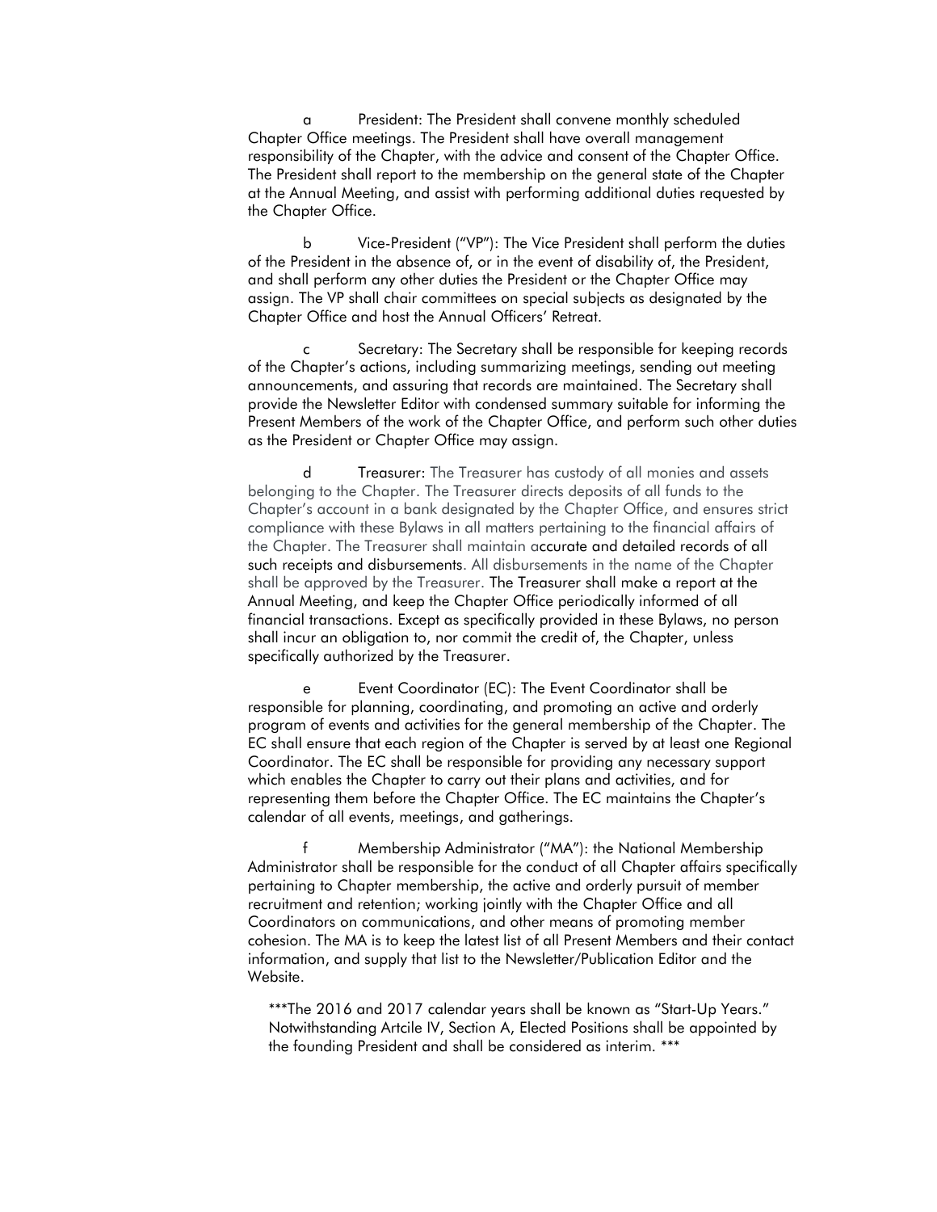a President: The President shall convene monthly scheduled Chapter Office meetings. The President shall have overall management responsibility of the Chapter, with the advice and consent of the Chapter Office. The President shall report to the membership on the general state of the Chapter at the Annual Meeting, and assist with performing additional duties requested by the Chapter Office.

b Vice-President ("VP"): The Vice President shall perform the duties of the President in the absence of, or in the event of disability of, the President, and shall perform any other duties the President or the Chapter Office may assign. The VP shall chair committees on special subjects as designated by the Chapter Office and host the Annual Officers' Retreat.

c Secretary: The Secretary shall be responsible for keeping records of the Chapter's actions, including summarizing meetings, sending out meeting announcements, and assuring that records are maintained. The Secretary shall provide the Newsletter Editor with condensed summary suitable for informing the Present Members of the work of the Chapter Office, and perform such other duties as the President or Chapter Office may assign.

d Treasurer: The Treasurer has custody of all monies and assets belonging to the Chapter. The Treasurer directs deposits of all funds to the Chapter's account in a bank designated by the Chapter Office, and ensures strict compliance with these Bylaws in all matters pertaining to the financial affairs of the Chapter. The Treasurer shall maintain accurate and detailed records of all such receipts and disbursements. All disbursements in the name of the Chapter shall be approved by the Treasurer. The Treasurer shall make a report at the Annual Meeting, and keep the Chapter Office periodically informed of all financial transactions. Except as specifically provided in these Bylaws, no person shall incur an obligation to, nor commit the credit of, the Chapter, unless specifically authorized by the Treasurer.

e Event Coordinator (EC): The Event Coordinator shall be responsible for planning, coordinating, and promoting an active and orderly program of events and activities for the general membership of the Chapter. The EC shall ensure that each region of the Chapter is served by at least one Regional Coordinator. The EC shall be responsible for providing any necessary support which enables the Chapter to carry out their plans and activities, and for representing them before the Chapter Office. The EC maintains the Chapter's calendar of all events, meetings, and gatherings.

f Membership Administrator ("MA"): the National Membership Administrator shall be responsible for the conduct of all Chapter affairs specifically pertaining to Chapter membership, the active and orderly pursuit of member recruitment and retention; working jointly with the Chapter Office and all Coordinators on communications, and other means of promoting member cohesion. The MA is to keep the latest list of all Present Members and their contact information, and supply that list to the Newsletter/Publication Editor and the Website.

***The 2016 and 2017 calendar years shall be known as "Start-Up Years." Notwithstanding Artcile IV, Section A, Elected Positions shall be appointed by the founding President and shall be considered as interim. ***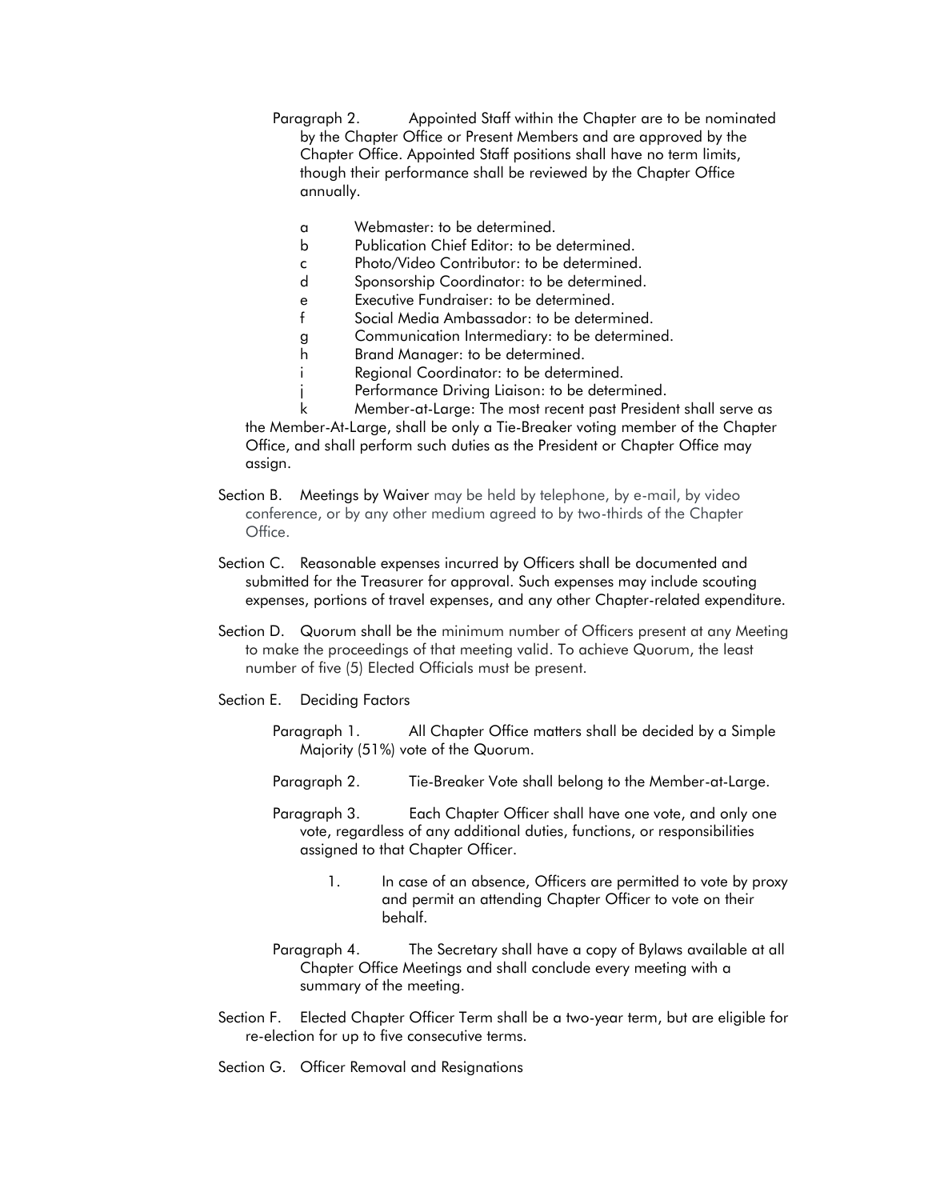Paragraph 2. Appointed Staff within the Chapter are to be nominated by the Chapter Office or Present Members and are approved by the Chapter Office. Appointed Staff positions shall have no term limits, though their performance shall be reviewed by the Chapter Office annually.

a Webmaster: to be determined.
b Publication Chief Editor: to be determined.
c Photo/Video Contributor: to be determined.
d Sponsorship Coordinator: to be determined.
e Executive Fundraiser: to be determined.
f Social Media Ambassador: to be determined.
g Communication Intermediary: to be determined.
h Brand Manager: to be determined.
i Regional Coordinator: to be determined.
j Performance Driving Liaison: to be determined.
k Member-at-Large: The most recent past President shall serve as the Member-At-Large, shall be only a Tie-Breaker voting member of the Chapter Office, and shall perform such duties as the President or Chapter Office may assign.

Section B. Meetings by Waiver may be held by telephone, by e-mail, by video conference, or by any other medium agreed to by two-thirds of the Chapter Office.

Section C. Reasonable expenses incurred by Officers shall be documented and submitted for the Treasurer for approval. Such expenses may include scouting expenses, portions of travel expenses, and any other Chapter-related expenditure.

Section D. Quorum shall be the minimum number of Officers present at any Meeting to make the proceedings of that meeting valid. To achieve Quorum, the least number of five (5) Elected Officials must be present.

Section E. Deciding Factors

Paragraph 1. All Chapter Office matters shall be decided by a Simple Majority (51%) vote of the Quorum.

Paragraph 2. Tie-Breaker Vote shall belong to the Member-at-Large.

Paragraph 3. Each Chapter Officer shall have one vote, and only one vote, regardless of any additional duties, functions, or responsibilities assigned to that Chapter Officer.

1. In case of an absence, Officers are permitted to vote by proxy and permit an attending Chapter Officer to vote on their behalf.

Paragraph 4. The Secretary shall have a copy of Bylaws available at all Chapter Office Meetings and shall conclude every meeting with a summary of the meeting.

Section F. Elected Chapter Officer Term shall be a two-year term, but are eligible for re-election for up to five consecutive terms.

Section G. Officer Removal and Resignations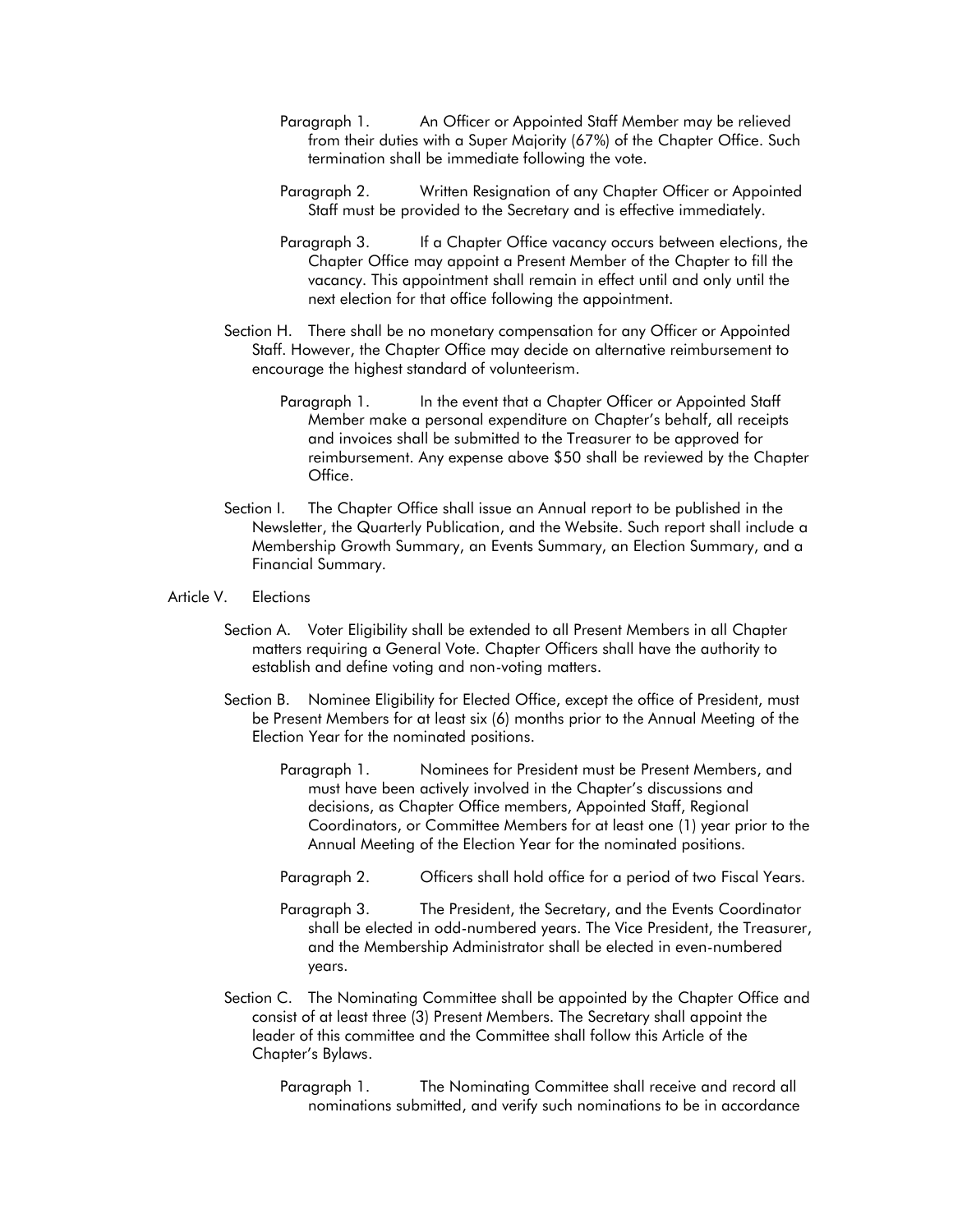Paragraph 1. An Officer or Appointed Staff Member may be relieved from their duties with a Super Majority (67%) of the Chapter Office. Such termination shall be immediate following the vote.

Paragraph 2. Written Resignation of any Chapter Officer or Appointed Staff must be provided to the Secretary and is effective immediately.

Paragraph 3. If a Chapter Office vacancy occurs between elections, the Chapter Office may appoint a Present Member of the Chapter to fill the vacancy. This appointment shall remain in effect until and only until the next election for that office following the appointment.

Section H. There shall be no monetary compensation for any Officer or Appointed Staff. However, the Chapter Office may decide on alternative reimbursement to encourage the highest standard of volunteerism.

Paragraph 1. In the event that a Chapter Officer or Appointed Staff Member make a personal expenditure on Chapter's behalf, all receipts and invoices shall be submitted to the Treasurer to be approved for reimbursement. Any expense above $50 shall be reviewed by the Chapter Office.

Section I. The Chapter Office shall issue an Annual report to be published in the Newsletter, the Quarterly Publication, and the Website. Such report shall include a Membership Growth Summary, an Events Summary, an Election Summary, and a Financial Summary.

## Article V. Elections

Section A. Voter Eligibility shall be extended to all Present Members in all Chapter matters requiring a General Vote. Chapter Officers shall have the authority to establish and define voting and non-voting matters.

Section B. Nominee Eligibility for Elected Office, except the office of President, must be Present Members for at least six (6) months prior to the Annual Meeting of the Election Year for the nominated positions.

Paragraph 1. Nominees for President must be Present Members, and must have been actively involved in the Chapter's discussions and decisions, as Chapter Office members, Appointed Staff, Regional Coordinators, or Committee Members for at least one (1) year prior to the Annual Meeting of the Election Year for the nominated positions.

Paragraph 2. Officers shall hold office for a period of two Fiscal Years.

Paragraph 3. The President, the Secretary, and the Events Coordinator shall be elected in odd-numbered years. The Vice President, the Treasurer, and the Membership Administrator shall be elected in even-numbered years.

Section C. The Nominating Committee shall be appointed by the Chapter Office and consist of at least three (3) Present Members. The Secretary shall appoint the leader of this committee and the Committee shall follow this Article of the Chapter's Bylaws.

Paragraph 1. The Nominating Committee shall receive and record all nominations submitted, and verify such nominations to be in accordance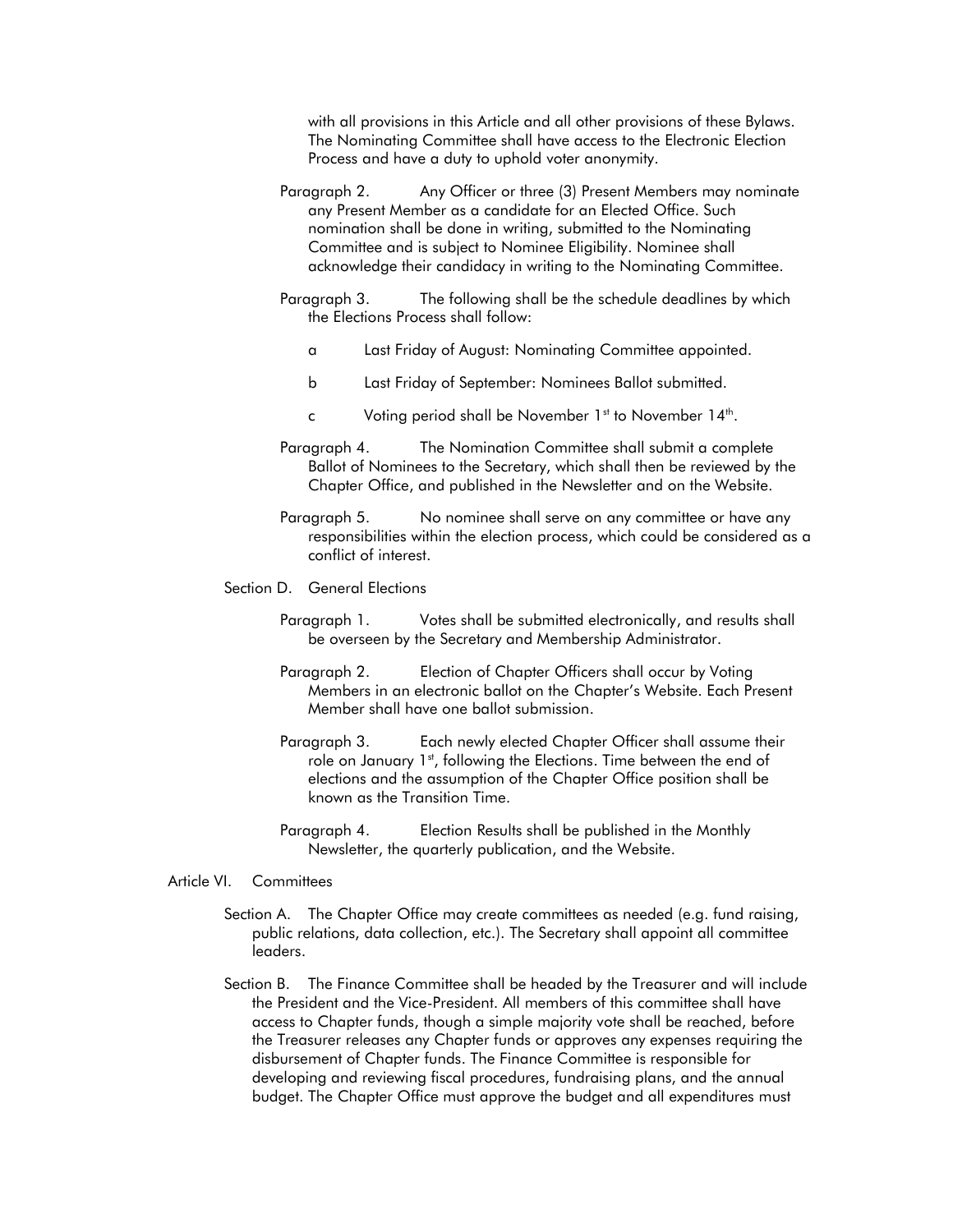with all provisions in this Article and all other provisions of these Bylaws. The Nominating Committee shall have access to the Electronic Election Process and have a duty to uphold voter anonymity.

Paragraph 2. Any Officer or three (3) Present Members may nominate any Present Member as a candidate for an Elected Office. Such nomination shall be done in writing, submitted to the Nominating Committee and is subject to Nominee Eligibility. Nominee shall acknowledge their candidacy in writing to the Nominating Committee.

Paragraph 3. The following shall be the schedule deadlines by which the Elections Process shall follow:

a Last Friday of August: Nominating Committee appointed.

b Last Friday of September: Nominees Ballot submitted.

c Voting period shall be November 1st to November 14th.

Paragraph 4. The Nomination Committee shall submit a complete Ballot of Nominees to the Secretary, which shall then be reviewed by the Chapter Office, and published in the Newsletter and on the Website.

Paragraph 5. No nominee shall serve on any committee or have any responsibilities within the election process, which could be considered as a conflict of interest.

Section D. General Elections

Paragraph 1. Votes shall be submitted electronically, and results shall be overseen by the Secretary and Membership Administrator.

Paragraph 2. Election of Chapter Officers shall occur by Voting Members in an electronic ballot on the Chapter's Website. Each Present Member shall have one ballot submission.

Paragraph 3. Each newly elected Chapter Officer shall assume their role on January 1st, following the Elections. Time between the end of elections and the assumption of the Chapter Office position shall be known as the Transition Time.

Paragraph 4. Election Results shall be published in the Monthly Newsletter, the quarterly publication, and the Website.

Article VI. Committees

Section A. The Chapter Office may create committees as needed (e.g. fund raising, public relations, data collection, etc.). The Secretary shall appoint all committee leaders.

Section B. The Finance Committee shall be headed by the Treasurer and will include the President and the Vice-President. All members of this committee shall have access to Chapter funds, though a simple majority vote shall be reached, before the Treasurer releases any Chapter funds or approves any expenses requiring the disbursement of Chapter funds. The Finance Committee is responsible for developing and reviewing fiscal procedures, fundraising plans, and the annual budget. The Chapter Office must approve the budget and all expenditures must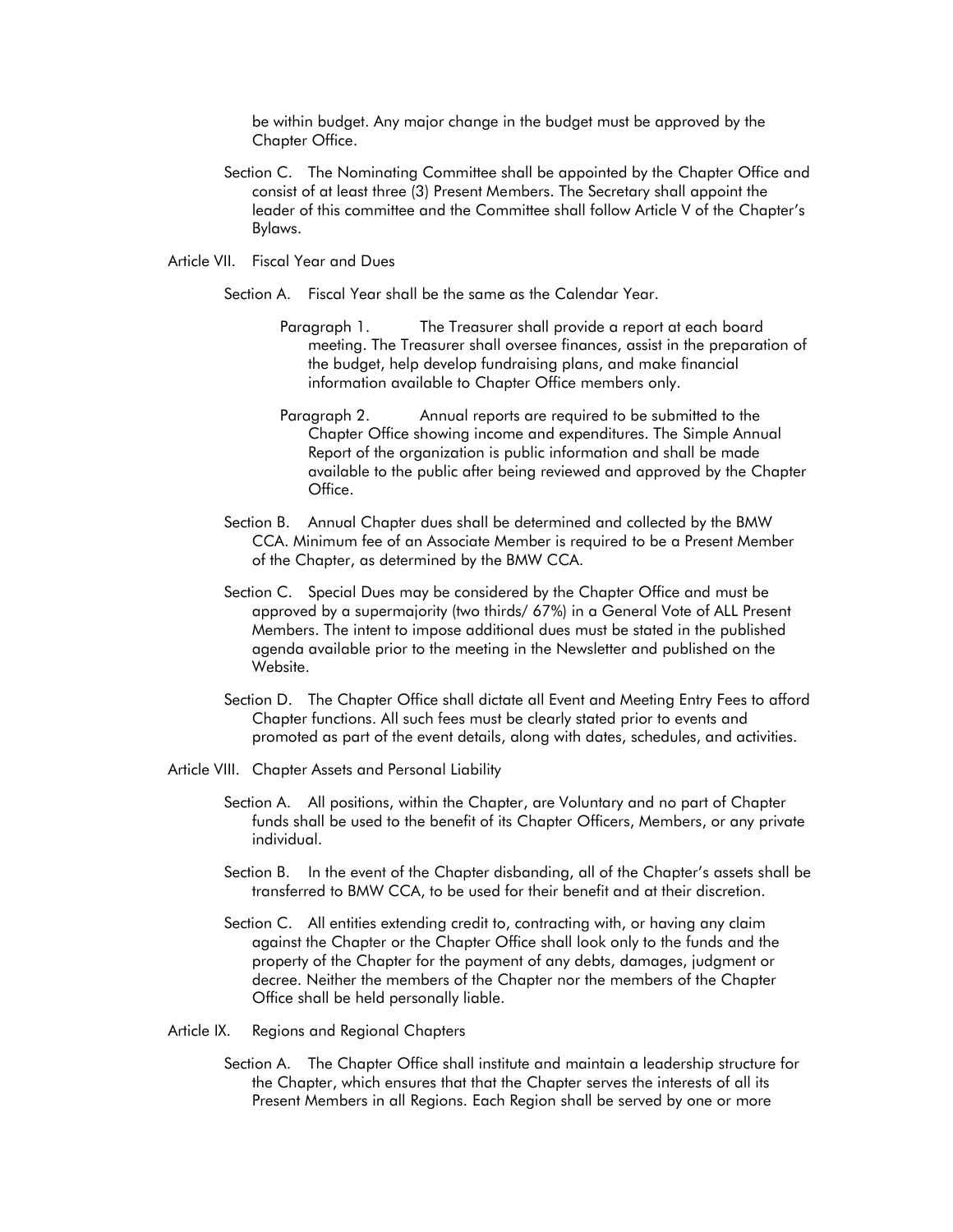be within budget. Any major change in the budget must be approved by the Chapter Office.

Section C. The Nominating Committee shall be appointed by the Chapter Office and consist of at least three (3) Present Members. The Secretary shall appoint the leader of this committee and the Committee shall follow Article V of the Chapter's Bylaws.

Article VII. Fiscal Year and Dues

Section A. Fiscal Year shall be the same as the Calendar Year.

Paragraph 1. The Treasurer shall provide a report at each board meeting. The Treasurer shall oversee finances, assist in the preparation of the budget, help develop fundraising plans, and make financial information available to Chapter Office members only.

Paragraph 2. Annual reports are required to be submitted to the Chapter Office showing income and expenditures. The Simple Annual Report of the organization is public information and shall be made available to the public after being reviewed and approved by the Chapter Office.

Section B. Annual Chapter dues shall be determined and collected by the BMW CCA. Minimum fee of an Associate Member is required to be a Present Member of the Chapter, as determined by the BMW CCA.

Section C. Special Dues may be considered by the Chapter Office and must be approved by a supermajority (two thirds/ 67%) in a General Vote of ALL Present Members. The intent to impose additional dues must be stated in the published agenda available prior to the meeting in the Newsletter and published on the Website.

Section D. The Chapter Office shall dictate all Event and Meeting Entry Fees to afford Chapter functions. All such fees must be clearly stated prior to events and promoted as part of the event details, along with dates, schedules, and activities.

Article VIII. Chapter Assets and Personal Liability

Section A. All positions, within the Chapter, are Voluntary and no part of Chapter funds shall be used to the benefit of its Chapter Officers, Members, or any private individual.

Section B. In the event of the Chapter disbanding, all of the Chapter's assets shall be transferred to BMW CCA, to be used for their benefit and at their discretion.

Section C. All entities extending credit to, contracting with, or having any claim against the Chapter or the Chapter Office shall look only to the funds and the property of the Chapter for the payment of any debts, damages, judgment or decree. Neither the members of the Chapter nor the members of the Chapter Office shall be held personally liable.

Article IX. Regions and Regional Chapters

Section A. The Chapter Office shall institute and maintain a leadership structure for the Chapter, which ensures that that the Chapter serves the interests of all its Present Members in all Regions. Each Region shall be served by one or more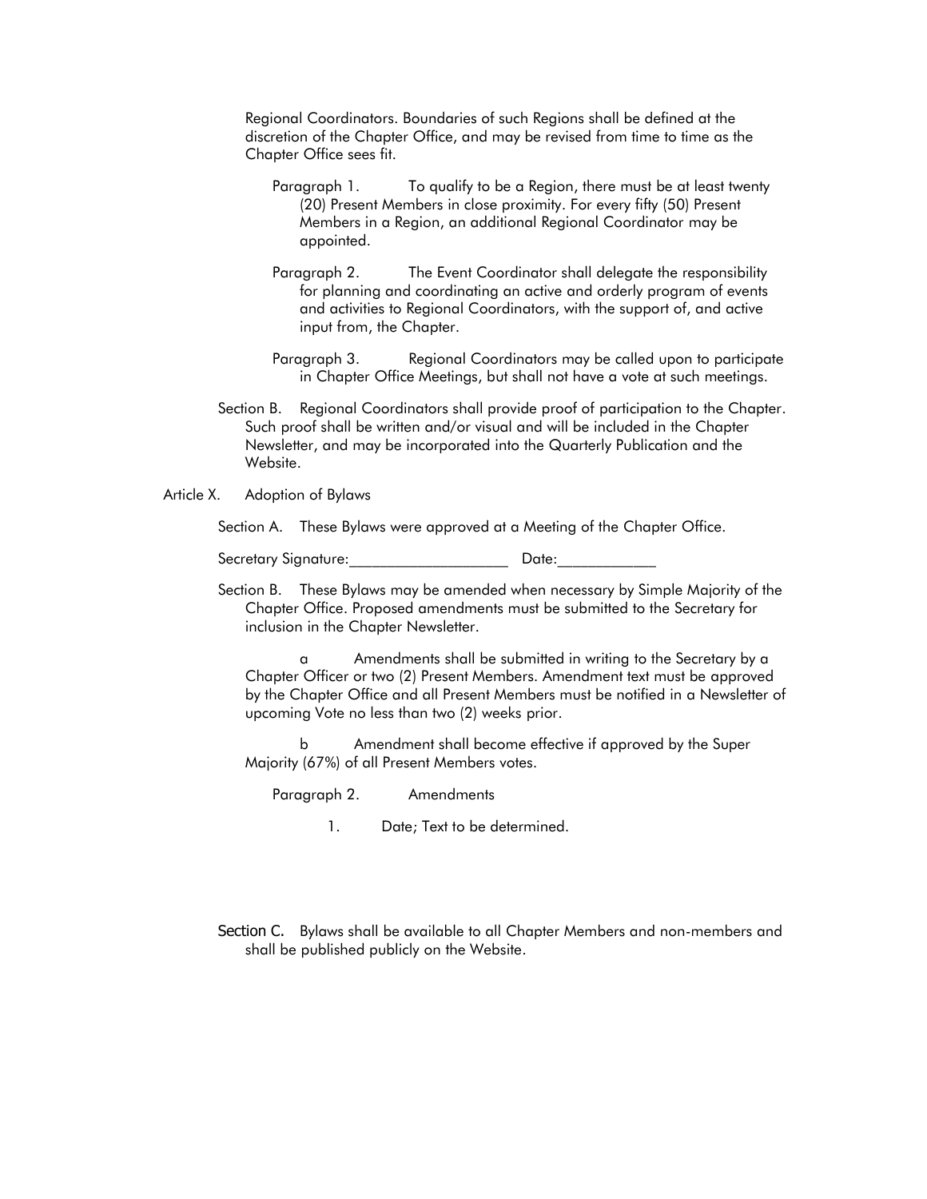Regional Coordinators. Boundaries of such Regions shall be defined at the discretion of the Chapter Office, and may be revised from time to time as the Chapter Office sees fit.

Paragraph 1. To qualify to be a Region, there must be at least twenty (20) Present Members in close proximity. For every fifty (50) Present Members in a Region, an additional Regional Coordinator may be appointed.

Paragraph 2. The Event Coordinator shall delegate the responsibility for planning and coordinating an active and orderly program of events and activities to Regional Coordinators, with the support of, and active input from, the Chapter.

Paragraph 3. Regional Coordinators may be called upon to participate in Chapter Office Meetings, but shall not have a vote at such meetings.

Section B. Regional Coordinators shall provide proof of participation to the Chapter. Such proof shall be written and/or visual and will be included in the Chapter Newsletter, and may be incorporated into the Quarterly Publication and the Website.

Article X. Adoption of Bylaws

Section A. These Bylaws were approved at a Meeting of the Chapter Office.

Secretary Signature:____________________ Date:____________

Section B. These Bylaws may be amended when necessary by Simple Majority of the Chapter Office. Proposed amendments must be submitted to the Secretary for inclusion in the Chapter Newsletter.

a Amendments shall be submitted in writing to the Secretary by a Chapter Officer or two (2) Present Members. Amendment text must be approved by the Chapter Office and all Present Members must be notified in a Newsletter of upcoming Vote no less than two (2) weeks prior.

b Amendment shall become effective if approved by the Super Majority (67%) of all Present Members votes.

Paragraph 2. Amendments

1. Date; Text to be determined.

Section C. Bylaws shall be available to all Chapter Members and non-members and shall be published publicly on the Website.